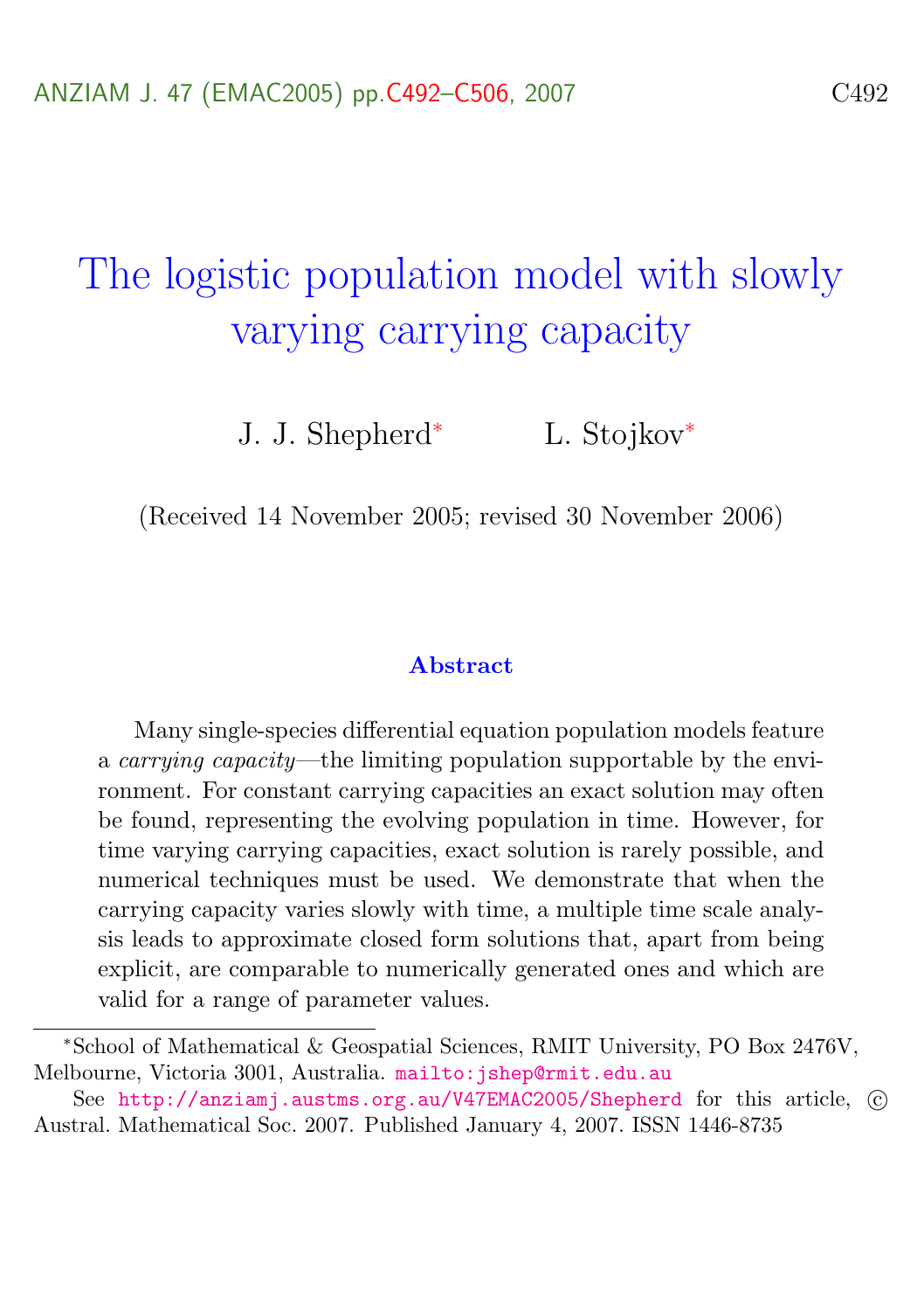# The logistic population model with slowly varying carrying capacity

J. J. Shepherd[*] L. Stojkov[*]

(Received 14 November 2005; revised 30 November 2006)

### Abstract

Many single-species differential equation population models feature a *carrying capacity*—the limiting population supportable by the environment. For constant carrying capacities an exact solution may often be found, representing the evolving population in time. However, for time varying carrying capacities, exact solution is rarely possible, and numerical techniques must be used. We demonstrate that when the carrying capacity varies slowly with time, a multiple time scale analysis leads to approximate closed form solutions that, apart from being explicit, are comparable to numerically generated ones and which are valid for a range of parameter values.

---

[*]School of Mathematical & Geospatial Sciences, RMIT University, PO Box 2476V, Melbourne, Victoria 3001, Australia. mailto:jshep@rmit.edu.au

See http://anziamj.austms.org.au/V47EMAC2005/Shepherd for this article, © Austral. Mathematical Soc. 2007. Published January 4, 2007. ISSN 1446-8735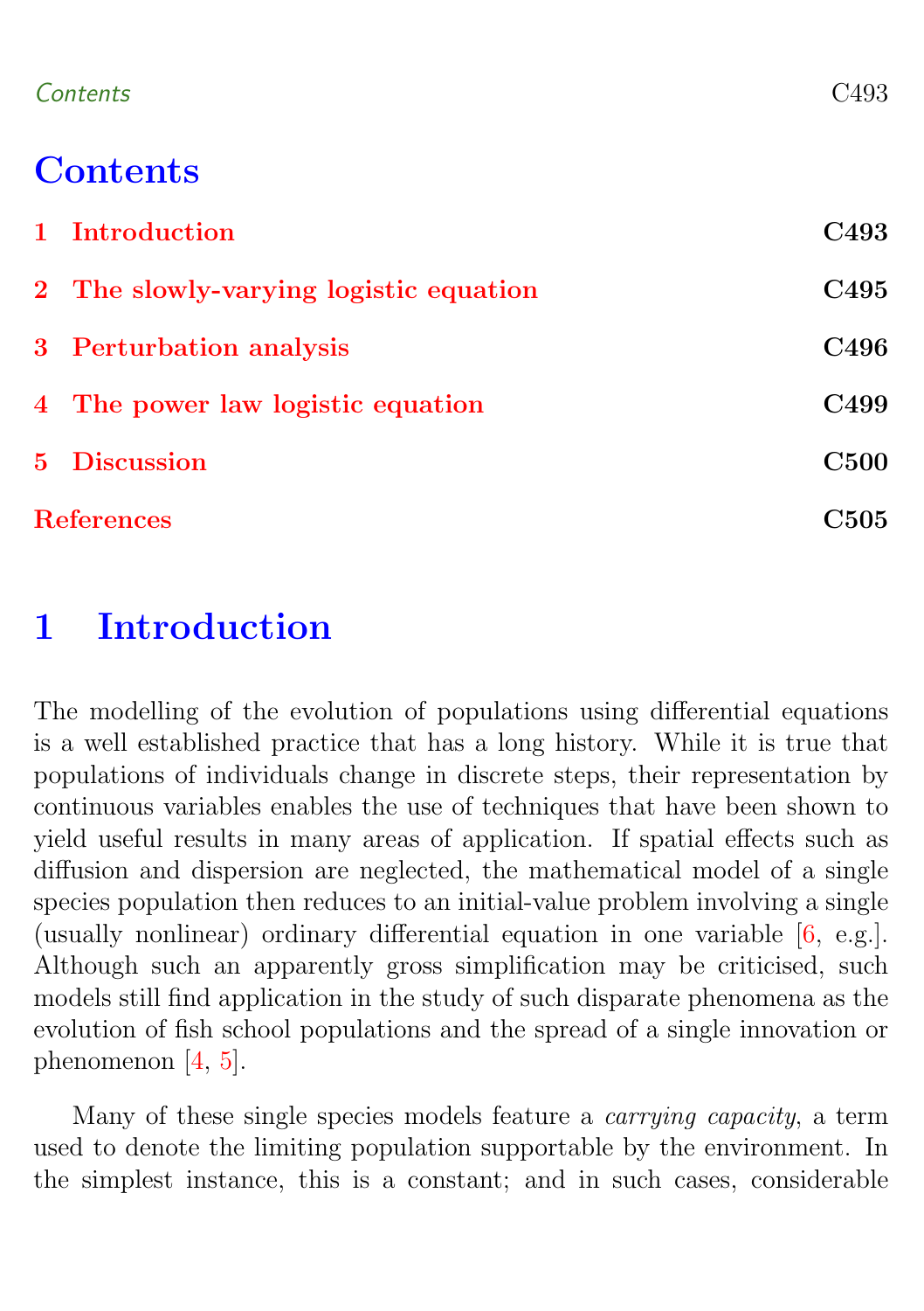# Contents

1 Introduction C493

2 The slowly-varying logistic equation C495

3 Perturbation analysis C496

4 The power law logistic equation C499

5 Discussion C500

References C505

# 1 Introduction

The modelling of the evolution of populations using differential equations is a well established practice that has a long history. While it is true that populations of individuals change in discrete steps, their representation by continuous variables enables the use of techniques that have been shown to yield useful results in many areas of application. If spatial effects such as diffusion and dispersion are neglected, the mathematical model of a single species population then reduces to an initial-value problem involving a single (usually nonlinear) ordinary differential equation in one variable [6, e.g.]. Although such an apparently gross simplification may be criticised, such models still find application in the study of such disparate phenomena as the evolution of fish school populations and the spread of a single innovation or phenomenon [4, 5].

Many of these single species models feature a *carrying capacity*, a term used to denote the limiting population supportable by the environment. In the simplest instance, this is a constant; and in such cases, considerable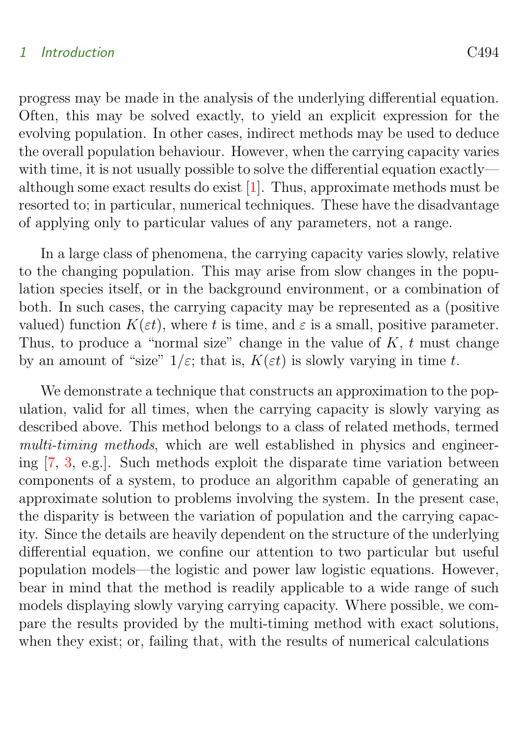progress may be made in the analysis of the underlying differential equation. Often, this may be solved exactly, to yield an explicit expression for the evolving population. In other cases, indirect methods may be used to deduce the overall population behaviour. However, when the carrying capacity varies with time, it is not usually possible to solve the differential equation exactly—although some exact results do exist [1]. Thus, approximate methods must be resorted to; in particular, numerical techniques. These have the disadvantage of applying only to particular values of any parameters, not a range.

In a large class of phenomena, the carrying capacity varies slowly, relative to the changing population. This may arise from slow changes in the population species itself, or in the background environment, or a combination of both. In such cases, the carrying capacity may be represented as a (positive valued) function $K(\varepsilon t)$, where $t$ is time, and $\varepsilon$ is a small, positive parameter. Thus, to produce a "normal size" change in the value of $K$, $t$ must change by an amount of "size" $1/\varepsilon$; that is, $K(\varepsilon t)$ is slowly varying in time $t$.

We demonstrate a technique that constructs an approximation to the population, valid for all times, when the carrying capacity is slowly varying as described above. This method belongs to a class of related methods, termed *multi-timing methods*, which are well established in physics and engineering [7, 3, e.g.]. Such methods exploit the disparate time variation between components of a system, to produce an algorithm capable of generating an approximate solution to problems involving the system. In the present case, the disparity is between the variation of population and the carrying capacity. Since the details are heavily dependent on the structure of the underlying differential equation, we confine our attention to two particular but useful population models—the logistic and power law logistic equations. However, bear in mind that the method is readily applicable to a wide range of such models displaying slowly varying carrying capacity. Where possible, we compare the results provided by the multi-timing method with exact solutions, when they exist; or, failing that, with the results of numerical calculations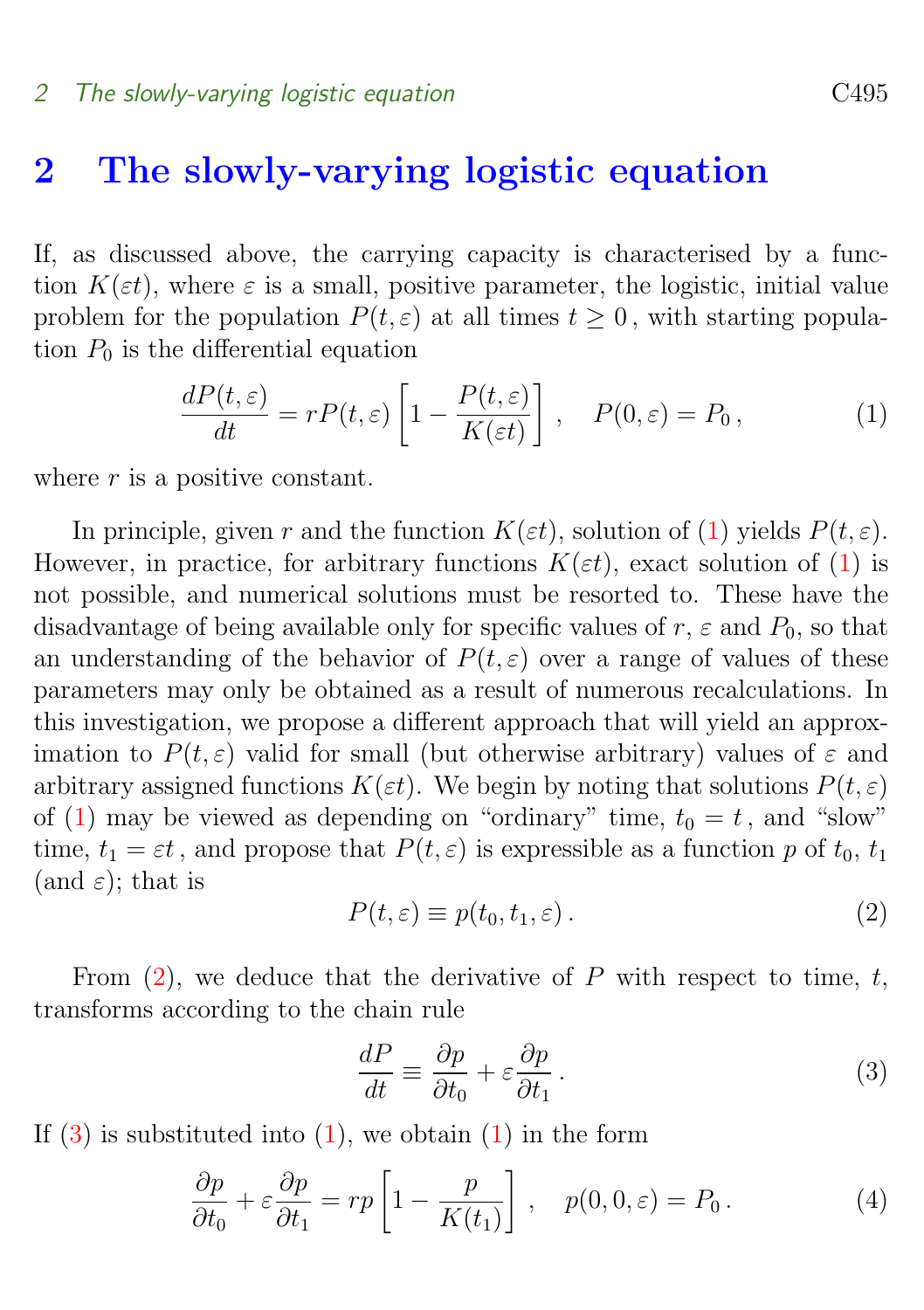## 2 The slowly-varying logistic equation

If, as discussed above, the carrying capacity is characterised by a function $K(\varepsilon t)$, where $\varepsilon$ is a small, positive parameter, the logistic, initial value problem for the population $P(t,\varepsilon)$ at all times $t \geq 0$, with starting population $P_0$ is the differential equation

$$\frac{dP(t,\varepsilon)}{dt} = rP(t,\varepsilon)\left[1 - \frac{P(t,\varepsilon)}{K(\varepsilon t)}\right], \quad P(0,\varepsilon) = P_0\,, \tag{1}$$

where $r$ is a positive constant.

In principle, given $r$ and the function $K(\varepsilon t)$, solution of (1) yields $P(t,\varepsilon)$. However, in practice, for arbitrary functions $K(\varepsilon t)$, exact solution of (1) is not possible, and numerical solutions must be resorted to. These have the disadvantage of being available only for specific values of $r$, $\varepsilon$ and $P_0$, so that an understanding of the behavior of $P(t,\varepsilon)$ over a range of values of these parameters may only be obtained as a result of numerous recalculations. In this investigation, we propose a different approach that will yield an approximation to $P(t,\varepsilon)$ valid for small (but otherwise arbitrary) values of $\varepsilon$ and arbitrary assigned functions $K(\varepsilon t)$. We begin by noting that solutions $P(t,\varepsilon)$ of (1) may be viewed as depending on "ordinary" time, $t_0 = t$, and "slow" time, $t_1 = \varepsilon t$, and propose that $P(t,\varepsilon)$ is expressible as a function $p$ of $t_0$, $t_1$ (and $\varepsilon$); that is

$$P(t,\varepsilon) \equiv p(t_0, t_1, \varepsilon)\,. \tag{2}$$

From (2), we deduce that the derivative of $P$ with respect to time, $t$, transforms according to the chain rule

$$\frac{dP}{dt} \equiv \frac{\partial p}{\partial t_0} + \varepsilon\frac{\partial p}{\partial t_1}\,. \tag{3}$$

If (3) is substituted into (1), we obtain (1) in the form

$$\frac{\partial p}{\partial t_0} + \varepsilon\frac{\partial p}{\partial t_1} = rp\left[1 - \frac{p}{K(t_1)}\right], \quad p(0,0,\varepsilon) = P_0\,. \tag{4}$$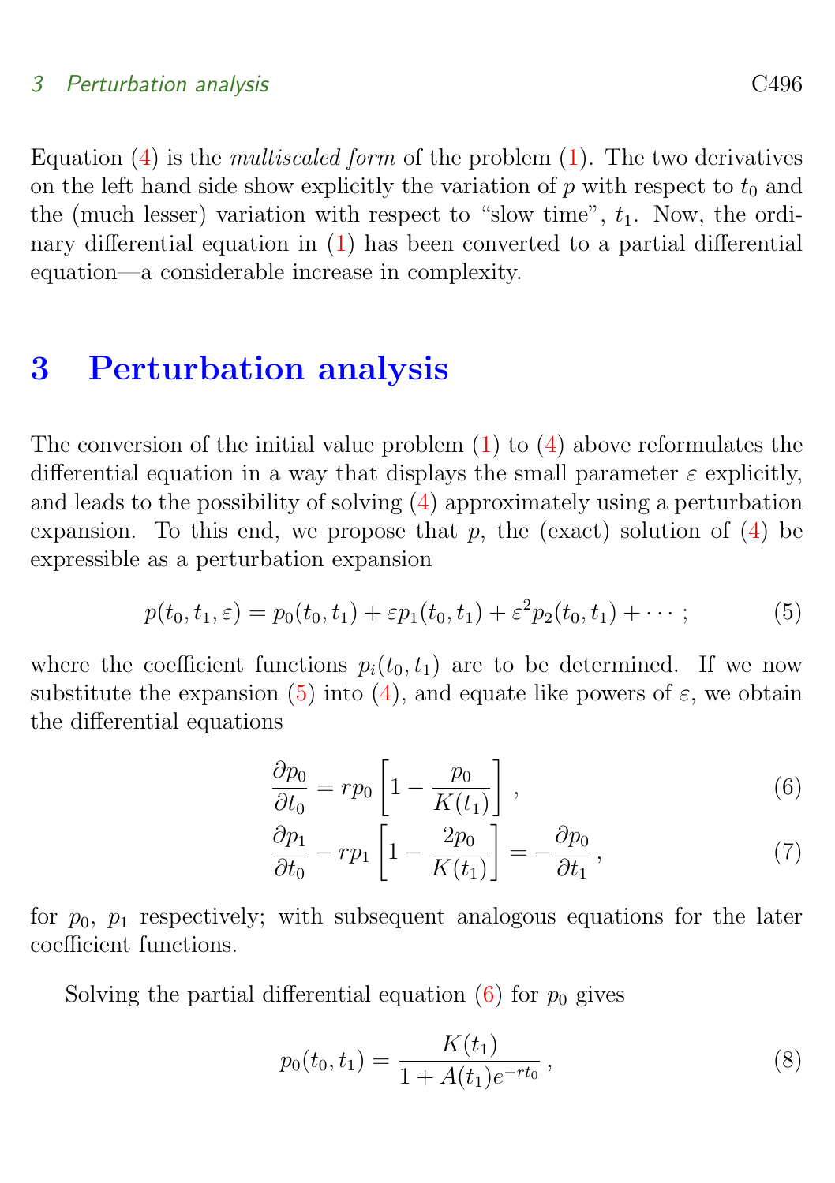Equation (4) is the *multiscaled form* of the problem (1). The two derivatives on the left hand side show explicitly the variation of $p$ with respect to $t_0$ and the (much lesser) variation with respect to "slow time", $t_1$. Now, the ordinary differential equation in (1) has been converted to a partial differential equation—a considerable increase in complexity.

# 3 Perturbation analysis

The conversion of the initial value problem (1) to (4) above reformulates the differential equation in a way that displays the small parameter $\varepsilon$ explicitly, and leads to the possibility of solving (4) approximately using a perturbation expansion. To this end, we propose that $p$, the (exact) solution of (4) be expressible as a perturbation expansion

$$p(t_0, t_1, \varepsilon) = p_0(t_0, t_1) + \varepsilon p_1(t_0, t_1) + \varepsilon^2 p_2(t_0, t_1) + \cdots ; \tag{5}$$

where the coefficient functions $p_i(t_0, t_1)$ are to be determined. If we now substitute the expansion (5) into (4), and equate like powers of $\varepsilon$, we obtain the differential equations

$$\frac{\partial p_0}{\partial t_0} = r p_0 \left[1 - \frac{p_0}{K(t_1)}\right], \tag{6}$$

$$\frac{\partial p_1}{\partial t_0} - r p_1 \left[1 - \frac{2p_0}{K(t_1)}\right] = -\frac{\partial p_0}{\partial t_1}, \tag{7}$$

for $p_0$, $p_1$ respectively; with subsequent analogous equations for the later coefficient functions.

Solving the partial differential equation (6) for $p_0$ gives

$$p_0(t_0, t_1) = \frac{K(t_1)}{1 + A(t_1) e^{-r t_0}}, \tag{8}$$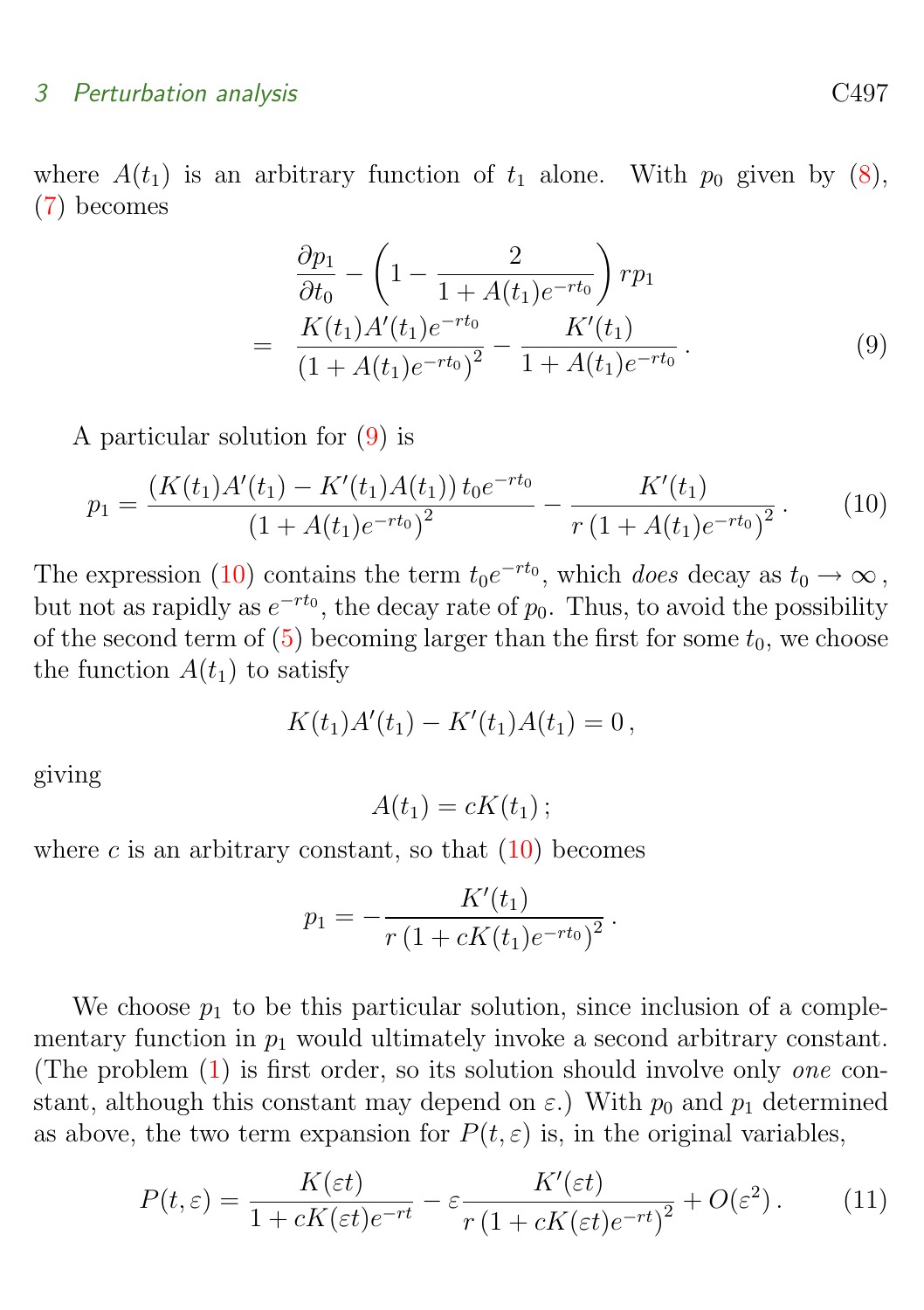where $A(t_1)$ is an arbitrary function of $t_1$ alone. With $p_0$ given by (8), (7) becomes

$$\frac{\partial p_1}{\partial t_0} - \left(1 - \frac{2}{1 + A(t_1)e^{-rt_0}}\right) r p_1 = \frac{K(t_1)A'(t_1)e^{-rt_0}}{\left(1 + A(t_1)e^{-rt_0}\right)^2} - \frac{K'(t_1)}{1 + A(t_1)e^{-rt_0}}\,. \tag{9}$$

A particular solution for (9) is

$$p_1 = \frac{\left(K(t_1)A'(t_1) - K'(t_1)A(t_1)\right) t_0 e^{-rt_0}}{\left(1 + A(t_1)e^{-rt_0}\right)^2} - \frac{K'(t_1)}{r\left(1 + A(t_1)e^{-rt_0}\right)^2}\,. \tag{10}$$

The expression (10) contains the term $t_0 e^{-rt_0}$, which *does* decay as $t_0 \to \infty$, but not as rapidly as $e^{-rt_0}$, the decay rate of $p_0$. Thus, to avoid the possibility of the second term of (5) becoming larger than the first for some $t_0$, we choose the function $A(t_1)$ to satisfy

$$K(t_1)A'(t_1) - K'(t_1)A(t_1) = 0\,,$$

giving

$$A(t_1) = cK(t_1)\,;$$

where $c$ is an arbitrary constant, so that (10) becomes

$$p_1 = -\frac{K'(t_1)}{r\left(1 + cK(t_1)e^{-rt_0}\right)^2}\,.$$

We choose $p_1$ to be this particular solution, since inclusion of a complementary function in $p_1$ would ultimately invoke a second arbitrary constant. (The problem (1) is first order, so its solution should involve only *one* constant, although this constant may depend on $\varepsilon$.) With $p_0$ and $p_1$ determined as above, the two term expansion for $P(t, \varepsilon)$ is, in the original variables,

$$P(t, \varepsilon) = \frac{K(\varepsilon t)}{1 + cK(\varepsilon t)e^{-rt}} - \varepsilon \frac{K'(\varepsilon t)}{r\left(1 + cK(\varepsilon t)e^{-rt}\right)^2} + O(\varepsilon^2)\,. \tag{11}$$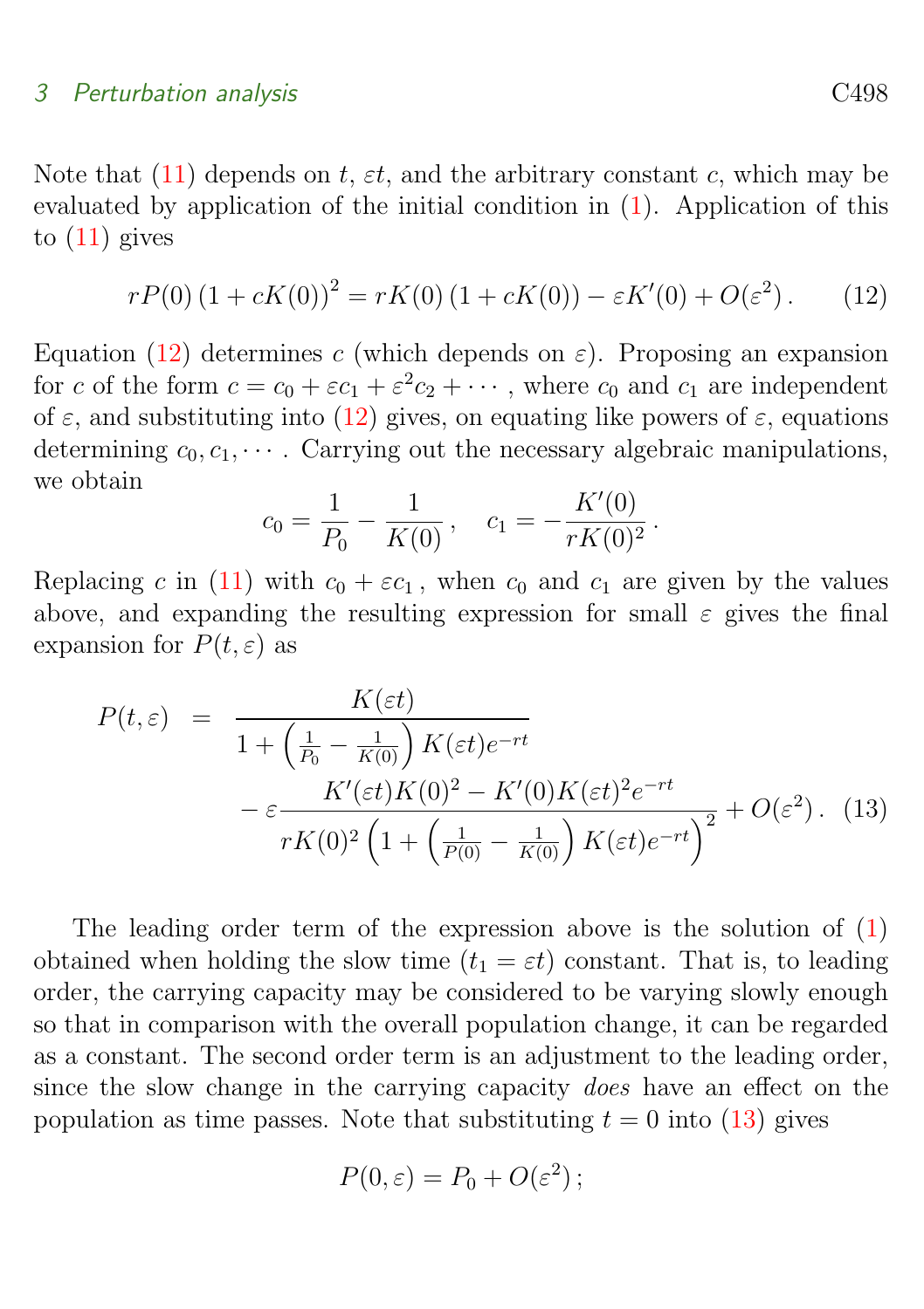Note that (11) depends on $t$, $\varepsilon t$, and the arbitrary constant $c$, which may be evaluated by application of the initial condition in (1). Application of this to (11) gives

$$rP(0)\left(1+cK(0)\right)^2 = rK(0)\left(1+cK(0)\right) - \varepsilon K'(0) + O(\varepsilon^2)\,. \qquad (12)$$

Equation (12) determines $c$ (which depends on $\varepsilon$). Proposing an expansion for $c$ of the form $c = c_0 + \varepsilon c_1 + \varepsilon^2 c_2 + \cdots$, where $c_0$ and $c_1$ are independent of $\varepsilon$, and substituting into (12) gives, on equating like powers of $\varepsilon$, equations determining $c_0, c_1, \cdots$. Carrying out the necessary algebraic manipulations, we obtain

$$c_0 = \frac{1}{P_0} - \frac{1}{K(0)}\,, \quad c_1 = -\frac{K'(0)}{rK(0)^2}\,.$$

Replacing $c$ in (11) with $c_0 + \varepsilon c_1$, when $c_0$ and $c_1$ are given by the values above, and expanding the resulting expression for small $\varepsilon$ gives the final expansion for $P(t,\varepsilon)$ as

$$\begin{aligned} P(t,\varepsilon) \;=\; & \frac{K(\varepsilon t)}{1+\left(\frac{1}{P_0}-\frac{1}{K(0)}\right)K(\varepsilon t)e^{-rt}} \\ & -\varepsilon\frac{K'(\varepsilon t)K(0)^2 - K'(0)K(\varepsilon t)^2 e^{-rt}}{rK(0)^2\left(1+\left(\frac{1}{P(0)}-\frac{1}{K(0)}\right)K(\varepsilon t)e^{-rt}\right)^2} + O(\varepsilon^2)\,. \qquad (13) \end{aligned}$$

The leading order term of the expression above is the solution of (1) obtained when holding the slow time ($t_1 = \varepsilon t$) constant. That is, to leading order, the carrying capacity may be considered to be varying slowly enough so that in comparison with the overall population change, it can be regarded as a constant. The second order term is an adjustment to the leading order, since the slow change in the carrying capacity *does* have an effect on the population as time passes. Note that substituting $t = 0$ into (13) gives

$$P(0,\varepsilon) = P_0 + O(\varepsilon^2)\,;$$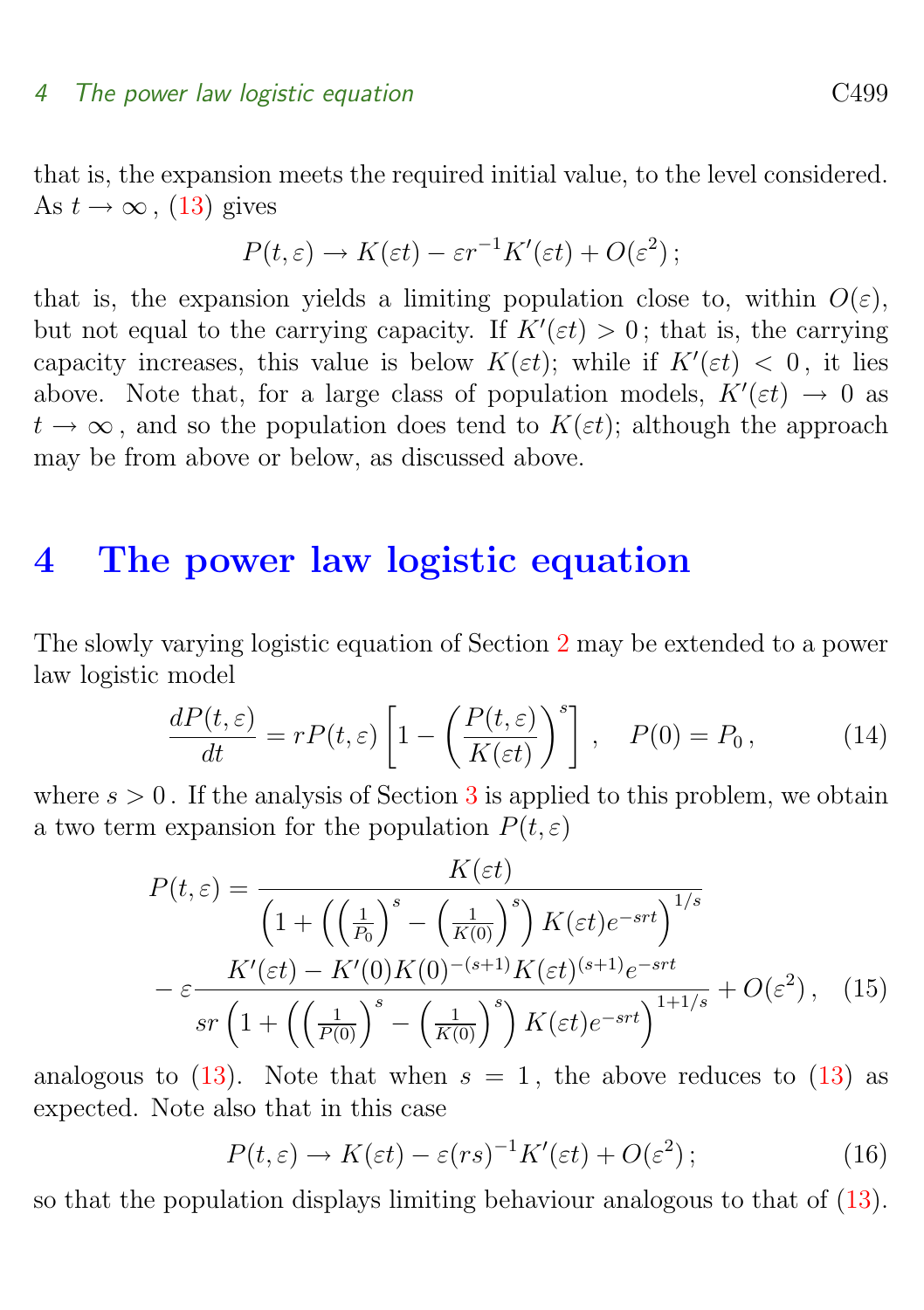that is, the expansion meets the required initial value, to the level considered. As $t \to \infty$, (13) gives

$$P(t,\varepsilon) \to K(\varepsilon t) - \varepsilon r^{-1} K'(\varepsilon t) + O(\varepsilon^2)\,;$$

that is, the expansion yields a limiting population close to, within $O(\varepsilon)$, but not equal to the carrying capacity. If $K'(\varepsilon t) > 0$; that is, the carrying capacity increases, this value is below $K(\varepsilon t)$; while if $K'(\varepsilon t) < 0$, it lies above. Note that, for a large class of population models, $K'(\varepsilon t) \to 0$ as $t \to \infty$, and so the population does tend to $K(\varepsilon t)$; although the approach may be from above or below, as discussed above.

# 4 The power law logistic equation

The slowly varying logistic equation of Section 2 may be extended to a power law logistic model

$$\frac{dP(t,\varepsilon)}{dt} = rP(t,\varepsilon)\left[1 - \left(\frac{P(t,\varepsilon)}{K(\varepsilon t)}\right)^s\right], \quad P(0) = P_0\,, \tag{14}$$

where $s > 0$. If the analysis of Section 3 is applied to this problem, we obtain a two term expansion for the population $P(t,\varepsilon)$

$$\begin{aligned} P(t,\varepsilon) = {} & \frac{K(\varepsilon t)}{\left(1 + \left(\left(\frac{1}{P_0}\right)^s - \left(\frac{1}{K(0)}\right)^s\right) K(\varepsilon t) e^{-srt}\right)^{1/s}} \\ & - \varepsilon \frac{K'(\varepsilon t) - K'(0) K(0)^{-(s+1)} K(\varepsilon t)^{(s+1)} e^{-srt}}{sr\left(1 + \left(\left(\frac{1}{P(0)}\right)^s - \left(\frac{1}{K(0)}\right)^s\right) K(\varepsilon t) e^{-srt}\right)^{1+1/s}} + O(\varepsilon^2)\,, \end{aligned} \tag{15}$$

analogous to (13). Note that when $s = 1$, the above reduces to (13) as expected. Note also that in this case

$$P(t,\varepsilon) \to K(\varepsilon t) - \varepsilon (rs)^{-1} K'(\varepsilon t) + O(\varepsilon^2)\,; \tag{16}$$

so that the population displays limiting behaviour analogous to that of (13).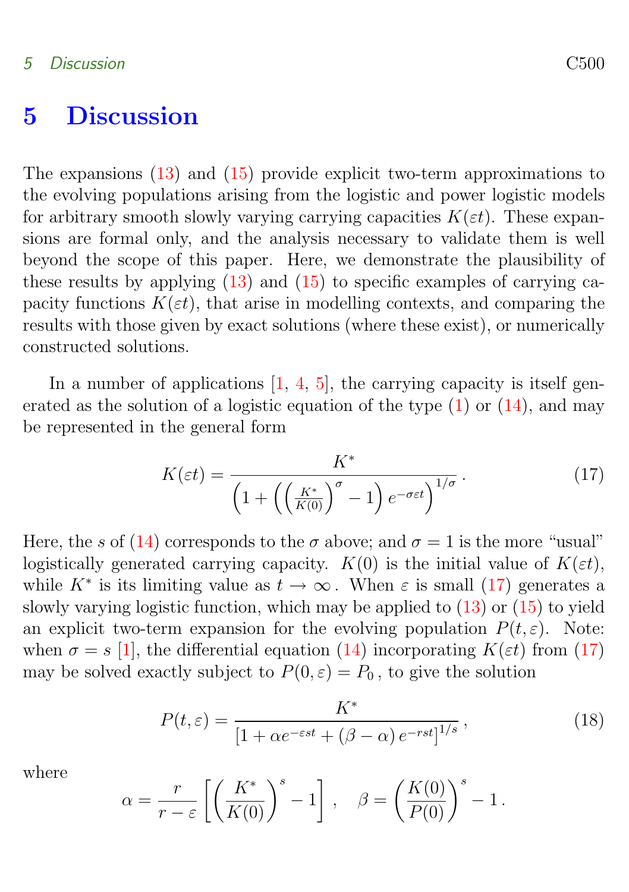# 5 Discussion

The expansions (13) and (15) provide explicit two-term approximations to the evolving populations arising from the logistic and power logistic models for arbitrary smooth slowly varying carrying capacities $K(\varepsilon t)$. These expansions are formal only, and the analysis necessary to validate them is well beyond the scope of this paper. Here, we demonstrate the plausibility of these results by applying (13) and (15) to specific examples of carrying capacity functions $K(\varepsilon t)$, that arise in modelling contexts, and comparing the results with those given by exact solutions (where these exist), or numerically constructed solutions.

In a number of applications [1, 4, 5], the carrying capacity is itself generated as the solution of a logistic equation of the type (1) or (14), and may be represented in the general form

$$K(\varepsilon t) = \frac{K^*}{\left(1 + \left(\left(\frac{K^*}{K(0)}\right)^\sigma - 1\right) e^{-\sigma \varepsilon t}\right)^{1/\sigma}} . \tag{17}$$

Here, the $s$ of (14) corresponds to the $\sigma$ above; and $\sigma = 1$ is the more "usual" logistically generated carrying capacity. $K(0)$ is the initial value of $K(\varepsilon t)$, while $K^*$ is its limiting value as $t \to \infty$. When $\varepsilon$ is small (17) generates a slowly varying logistic function, which may be applied to (13) or (15) to yield an explicit two-term expansion for the evolving population $P(t, \varepsilon)$. Note: when $\sigma = s$ [1], the differential equation (14) incorporating $K(\varepsilon t)$ from (17) may be solved exactly subject to $P(0, \varepsilon) = P_0$, to give the solution

$$P(t, \varepsilon) = \frac{K^*}{\left[1 + \alpha e^{-\varepsilon s t} + (\beta - \alpha)\, e^{-r s t}\right]^{1/s}} , \tag{18}$$

where

$$\alpha = \frac{r}{r - \varepsilon} \left[\left(\frac{K^*}{K(0)}\right)^s - 1\right] , \quad \beta = \left(\frac{K(0)}{P(0)}\right)^s - 1 .$$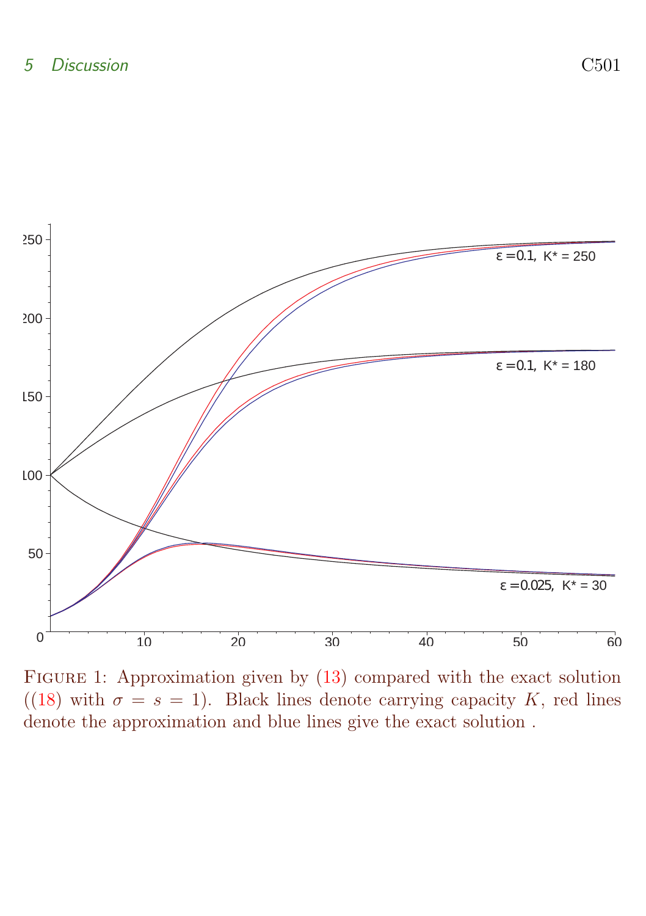Figure 1: Approximation given by (13) compared with the exact solution ((18) with $\sigma = s = 1$). Black lines denote carrying capacity $K$, red lines denote the approximation and blue lines give the exact solution .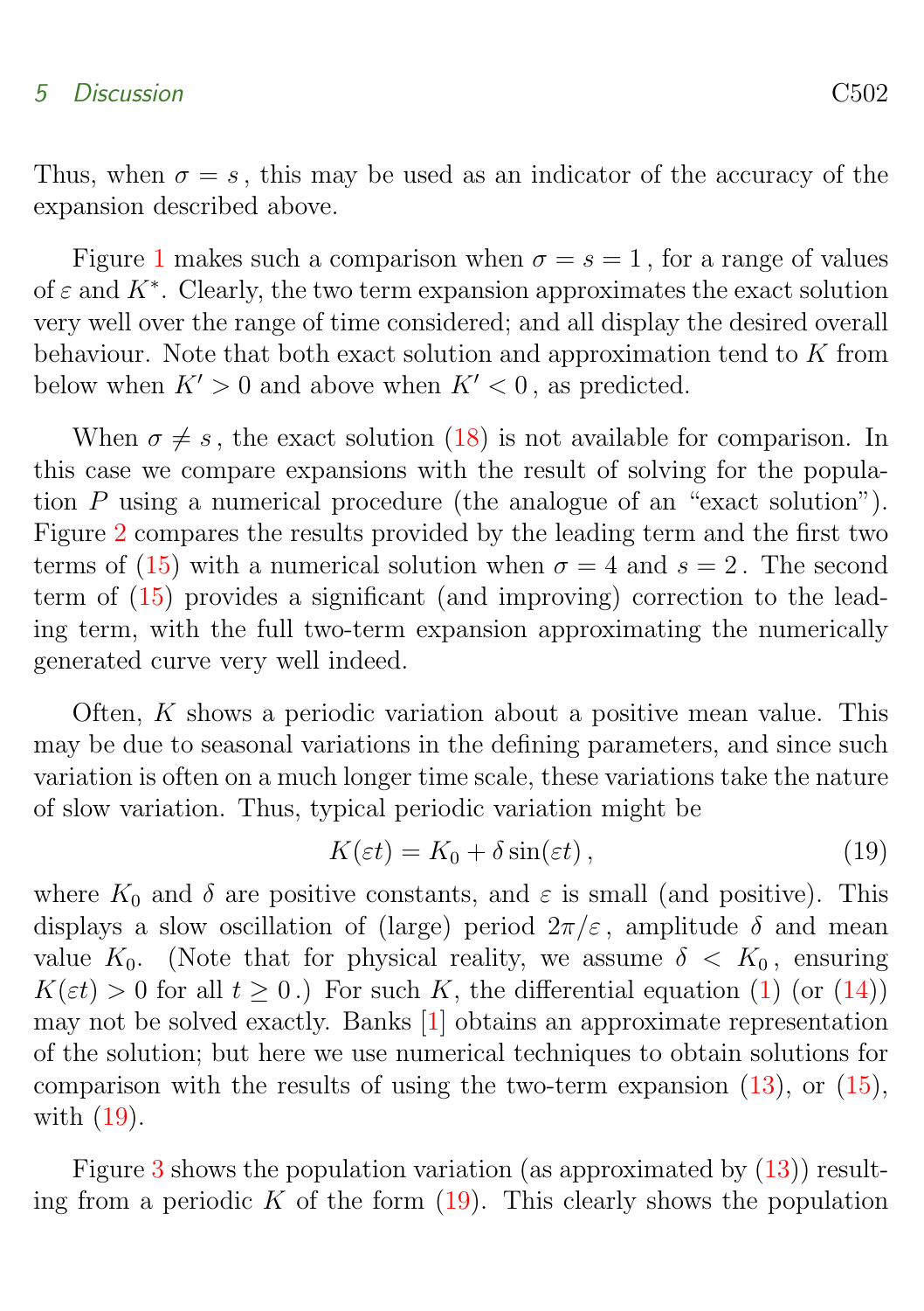Thus, when $\sigma = s$, this may be used as an indicator of the accuracy of the expansion described above.

Figure 1 makes such a comparison when $\sigma = s = 1$, for a range of values of $\varepsilon$ and $K^*$. Clearly, the two term expansion approximates the exact solution very well over the range of time considered; and all display the desired overall behaviour. Note that both exact solution and approximation tend to $K$ from below when $K' > 0$ and above when $K' < 0$, as predicted.

When $\sigma \neq s$, the exact solution (18) is not available for comparison. In this case we compare expansions with the result of solving for the population $P$ using a numerical procedure (the analogue of an "exact solution"). Figure 2 compares the results provided by the leading term and the first two terms of (15) with a numerical solution when $\sigma = 4$ and $s = 2$. The second term of (15) provides a significant (and improving) correction to the leading term, with the full two-term expansion approximating the numerically generated curve very well indeed.

Often, $K$ shows a periodic variation about a positive mean value. This may be due to seasonal variations in the defining parameters, and since such variation is often on a much longer time scale, these variations take the nature of slow variation. Thus, typical periodic variation might be

$$K(\varepsilon t) = K_0 + \delta \sin(\varepsilon t), \tag{19}$$

where $K_0$ and $\delta$ are positive constants, and $\varepsilon$ is small (and positive). This displays a slow oscillation of (large) period $2\pi/\varepsilon$, amplitude $\delta$ and mean value $K_0$. (Note that for physical reality, we assume $\delta < K_0$, ensuring $K(\varepsilon t) > 0$ for all $t \geq 0$.) For such $K$, the differential equation (1) (or (14)) may not be solved exactly. Banks [1] obtains an approximate representation of the solution; but here we use numerical techniques to obtain solutions for comparison with the results of using the two-term expansion (13), or (15), with (19).

Figure 3 shows the population variation (as approximated by (13)) resulting from a periodic $K$ of the form (19). This clearly shows the population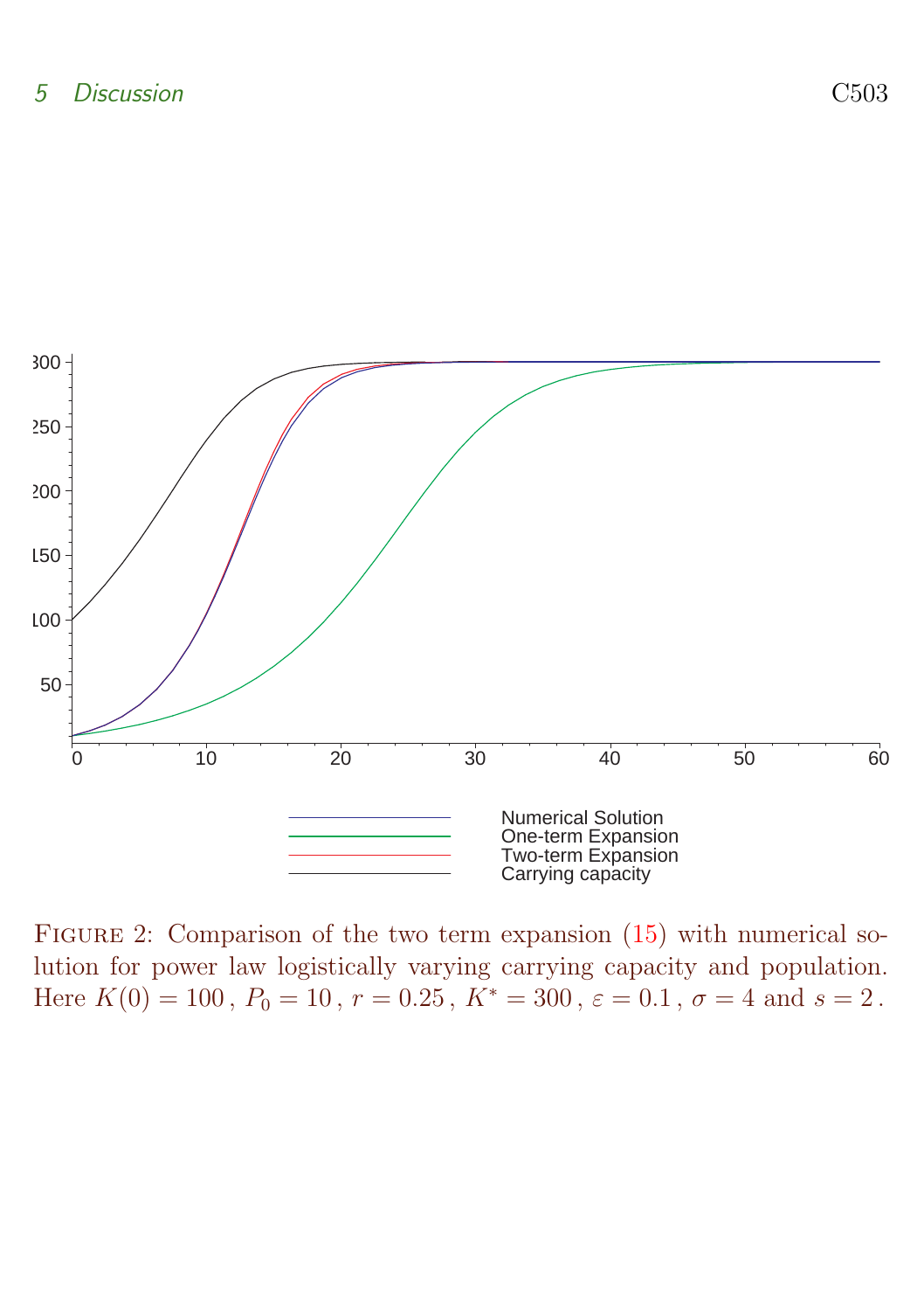FIGURE 2: Comparison of the two term expansion (15) with numerical solution for power law logistically varying carrying capacity and population. Here $K(0) = 100$, $P_0 = 10$, $r = 0.25$, $K^* = 300$, $\varepsilon = 0.1$, $\sigma = 4$ and $s = 2$.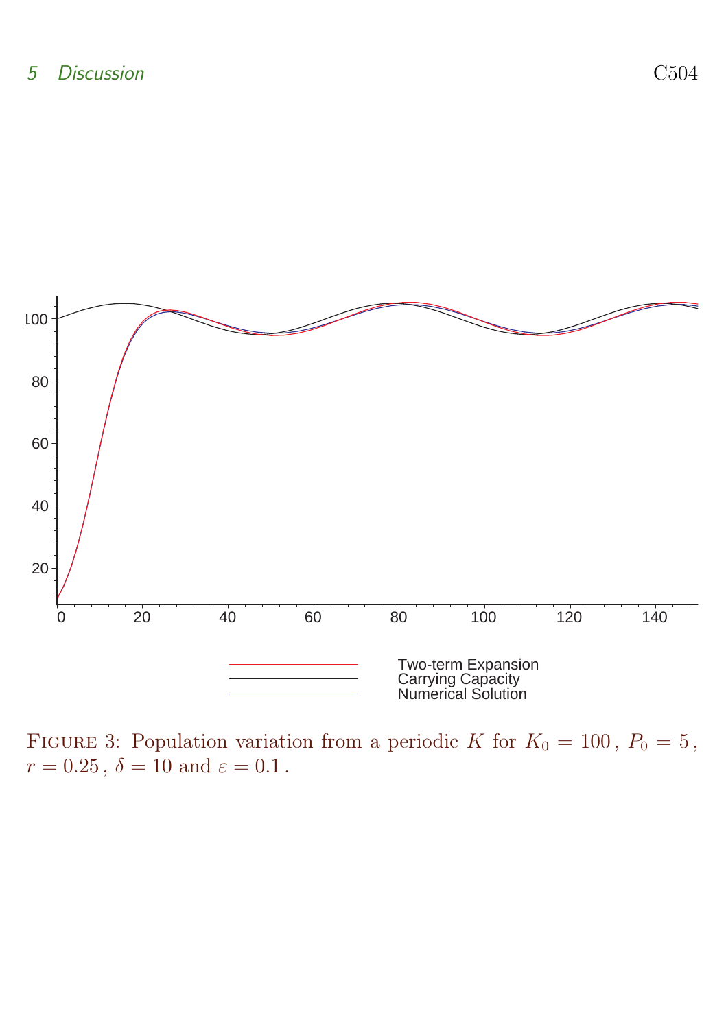Two-term Expansion
Carrying Capacity
Numerical Solution

Figure 3: Population variation from a periodic $K$ for $K_0 = 100$, $P_0 = 5$, $r = 0.25$, $\delta = 10$ and $\varepsilon = 0.1$.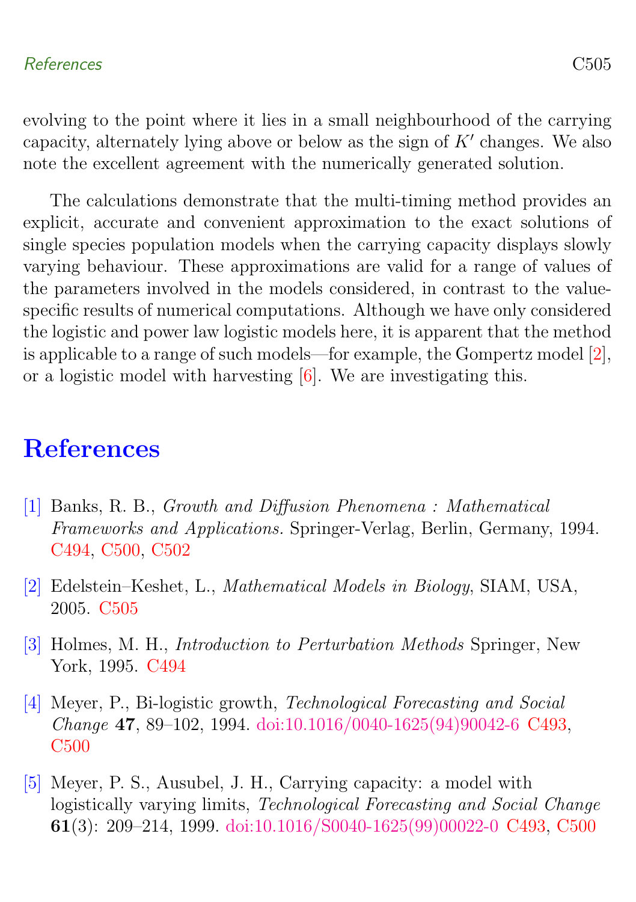evolving to the point where it lies in a small neighbourhood of the carrying capacity, alternately lying above or below as the sign of $K'$ changes. We also note the excellent agreement with the numerically generated solution.

The calculations demonstrate that the multi-timing method provides an explicit, accurate and convenient approximation to the exact solutions of single species population models when the carrying capacity displays slowly varying behaviour. These approximations are valid for a range of values of the parameters involved in the models considered, in contrast to the value-specific results of numerical computations. Although we have only considered the logistic and power law logistic models here, it is apparent that the method is applicable to a range of such models—for example, the Gompertz model [2], or a logistic model with harvesting [6]. We are investigating this.

# References

[1] Banks, R. B., *Growth and Diffusion Phenomena : Mathematical Frameworks and Applications.* Springer-Verlag, Berlin, Germany, 1994. C494, C500, C502

[2] Edelstein–Keshet, L., *Mathematical Models in Biology*, SIAM, USA, 2005. C505

[3] Holmes, M. H., *Introduction to Perturbation Methods* Springer, New York, 1995. C494

[4] Meyer, P., Bi-logistic growth, *Technological Forecasting and Social Change* **47**, 89–102, 1994. doi:10.1016/0040-1625(94)90042-6 C493, C500

[5] Meyer, P. S., Ausubel, J. H., Carrying capacity: a model with logistically varying limits, *Technological Forecasting and Social Change* **61**(3): 209–214, 1999. doi:10.1016/S0040-1625(99)00022-0 C493, C500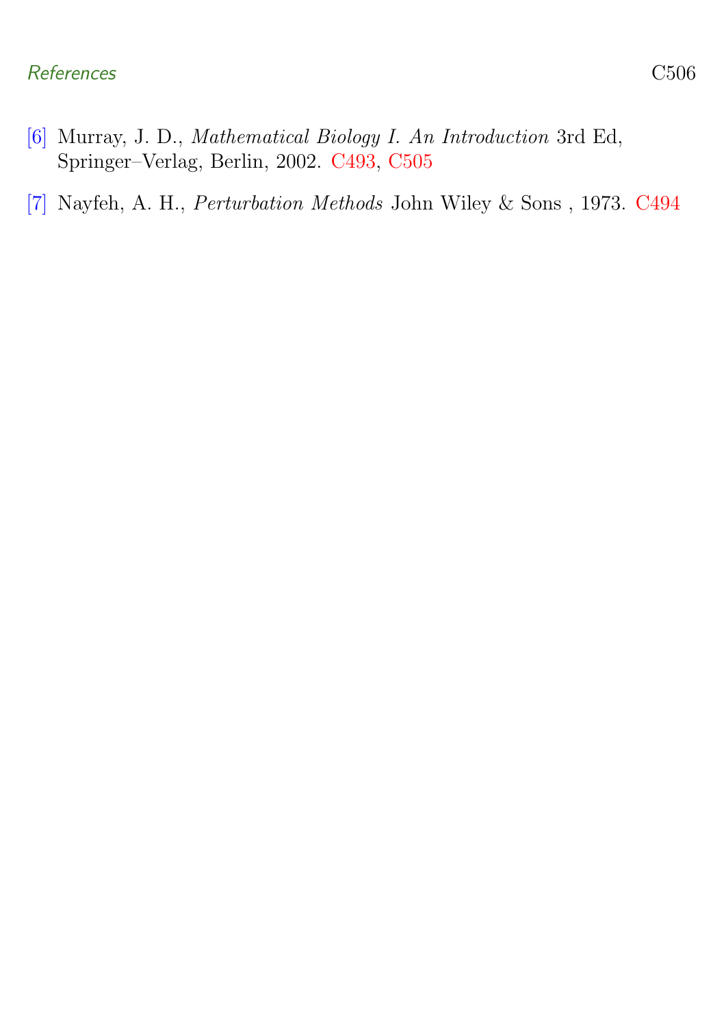[6] Murray, J. D., *Mathematical Biology I. An Introduction* 3rd Ed, Springer–Verlag, Berlin, 2002. C493, C505

[7] Nayfeh, A. H., *Perturbation Methods* John Wiley & Sons , 1973. C494